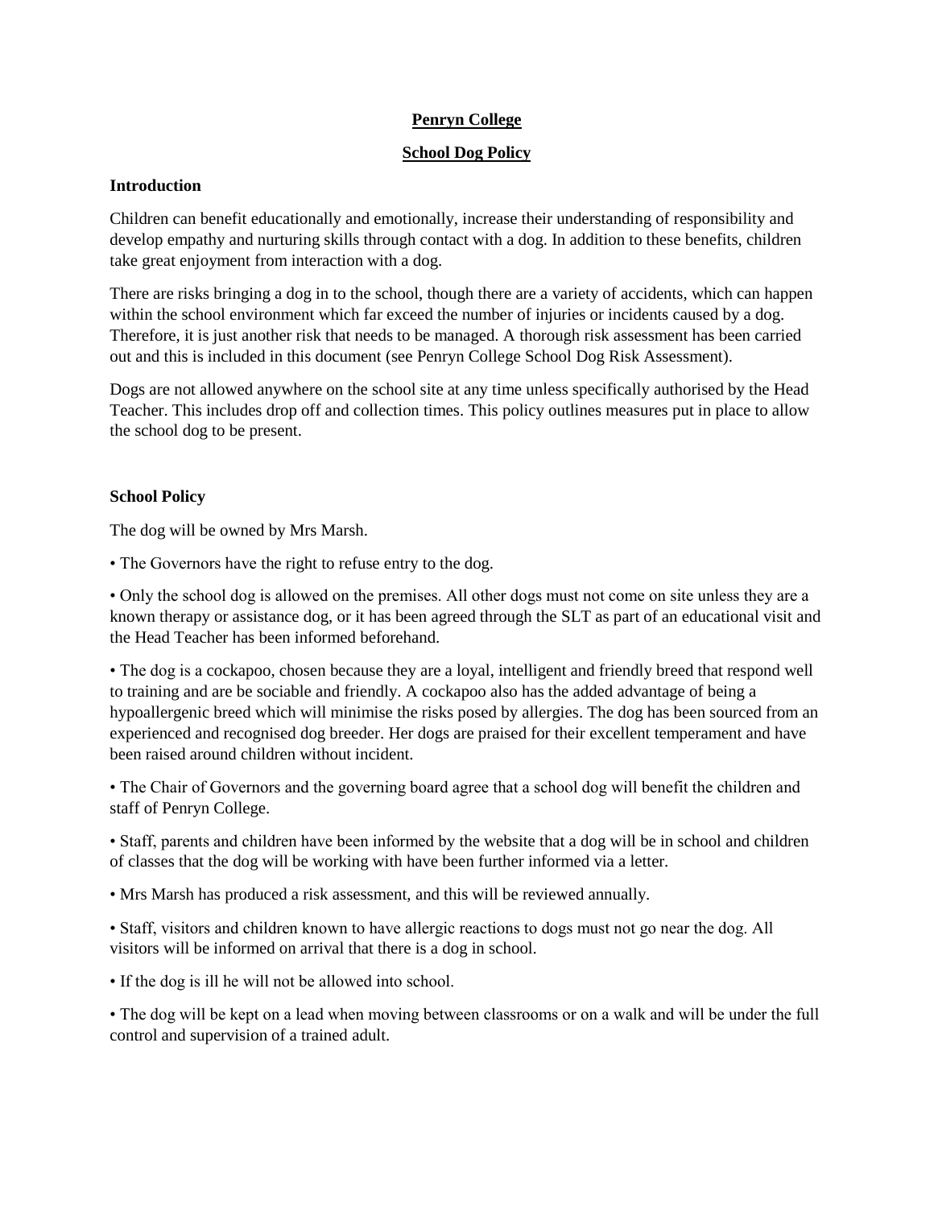# Penryn College

## School Dog Policy

### Introduction

Children can benefit educationally and emotionally, increase their understanding of responsibility and develop empathy and nurturing skills through contact with a dog. In addition to these benefits, children take great enjoyment from interaction with a dog.

There are risks bringing a dog in to the school, though there are a variety of accidents, which can happen within the school environment which far exceed the number of injuries or incidents caused by a dog. Therefore, it is just another risk that needs to be managed. A thorough risk assessment has been carried out and this is included in this document (see Penryn College School Dog Risk Assessment).

Dogs are not allowed anywhere on the school site at any time unless specifically authorised by the Head Teacher. This includes drop off and collection times. This policy outlines measures put in place to allow the school dog to be present.

### School Policy

The dog will be owned by Mrs Marsh.

- The Governors have the right to refuse entry to the dog.
- Only the school dog is allowed on the premises. All other dogs must not come on site unless they are a known therapy or assistance dog, or it has been agreed through the SLT as part of an educational visit and the Head Teacher has been informed beforehand.
- The dog is a cockapoo, chosen because they are a loyal, intelligent and friendly breed that respond well to training and are be sociable and friendly. A cockapoo also has the added advantage of being a hypoallergenic breed which will minimise the risks posed by allergies. The dog has been sourced from an experienced and recognised dog breeder. Her dogs are praised for their excellent temperament and have been raised around children without incident.
- The Chair of Governors and the governing board agree that a school dog will benefit the children and staff of Penryn College.
- Staff, parents and children have been informed by the website that a dog will be in school and children of classes that the dog will be working with have been further informed via a letter.
- Mrs Marsh has produced a risk assessment, and this will be reviewed annually.
- Staff, visitors and children known to have allergic reactions to dogs must not go near the dog. All visitors will be informed on arrival that there is a dog in school.
- If the dog is ill he will not be allowed into school.
- The dog will be kept on a lead when moving between classrooms or on a walk and will be under the full control and supervision of a trained adult.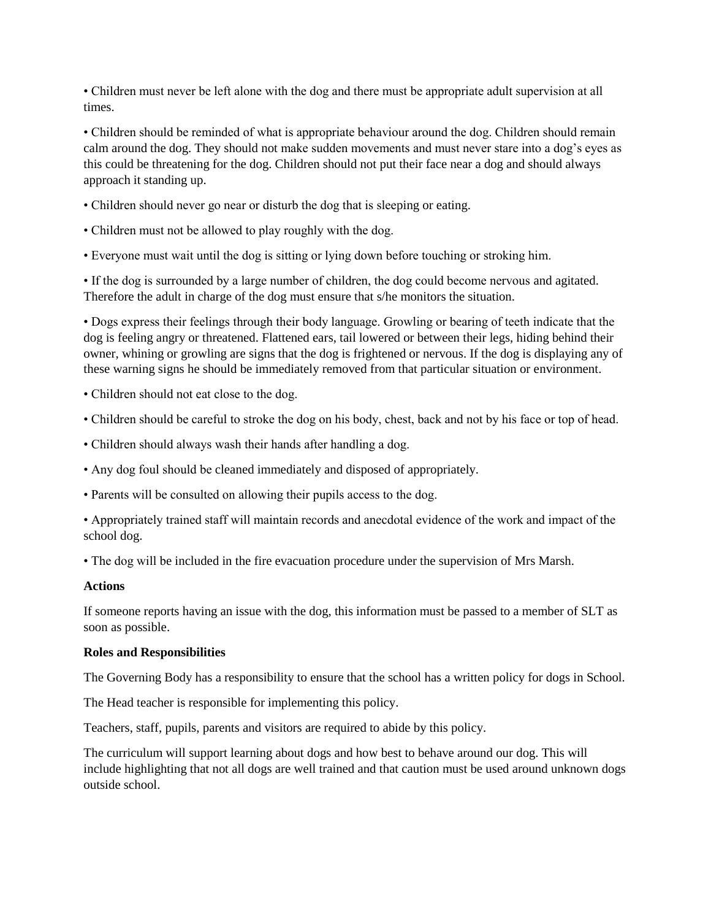- Children must never be left alone with the dog and there must be appropriate adult supervision at all times.

- Children should be reminded of what is appropriate behaviour around the dog. Children should remain calm around the dog. They should not make sudden movements and must never stare into a dog's eyes as this could be threatening for the dog. Children should not put their face near a dog and should always approach it standing up.

- Children should never go near or disturb the dog that is sleeping or eating.

- Children must not be allowed to play roughly with the dog.

- Everyone must wait until the dog is sitting or lying down before touching or stroking him.

- If the dog is surrounded by a large number of children, the dog could become nervous and agitated. Therefore the adult in charge of the dog must ensure that s/he monitors the situation.

- Dogs express their feelings through their body language. Growling or bearing of teeth indicate that the dog is feeling angry or threatened. Flattened ears, tail lowered or between their legs, hiding behind their owner, whining or growling are signs that the dog is frightened or nervous. If the dog is displaying any of these warning signs he should be immediately removed from that particular situation or environment.

- Children should not eat close to the dog.

- Children should be careful to stroke the dog on his body, chest, back and not by his face or top of head.

- Children should always wash their hands after handling a dog.

- Any dog foul should be cleaned immediately and disposed of appropriately.

- Parents will be consulted on allowing their pupils access to the dog.

- Appropriately trained staff will maintain records and anecdotal evidence of the work and impact of the school dog.

- The dog will be included in the fire evacuation procedure under the supervision of Mrs Marsh.

**Actions**

If someone reports having an issue with the dog, this information must be passed to a member of SLT as soon as possible.

**Roles and Responsibilities**

The Governing Body has a responsibility to ensure that the school has a written policy for dogs in School.

The Head teacher is responsible for implementing this policy.

Teachers, staff, pupils, parents and visitors are required to abide by this policy.

The curriculum will support learning about dogs and how best to behave around our dog. This will include highlighting that not all dogs are well trained and that caution must be used around unknown dogs outside school.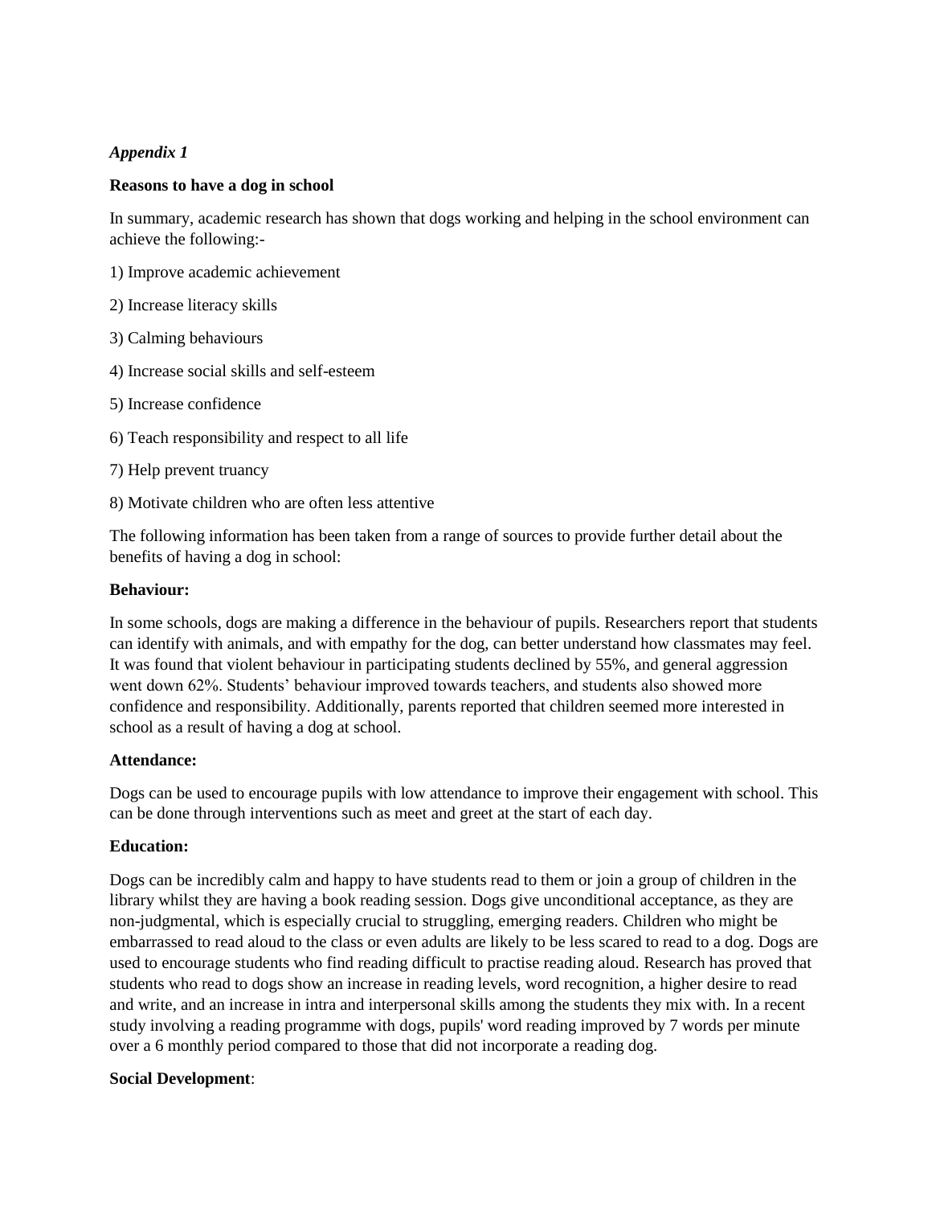*Appendix 1*

**Reasons to have a dog in school**

In summary, academic research has shown that dogs working and helping in the school environment can achieve the following:-

1) Improve academic achievement

2) Increase literacy skills

3) Calming behaviours

4) Increase social skills and self-esteem

5) Increase confidence

6) Teach responsibility and respect to all life

7) Help prevent truancy

8) Motivate children who are often less attentive

The following information has been taken from a range of sources to provide further detail about the benefits of having a dog in school:

**Behaviour:**

In some schools, dogs are making a difference in the behaviour of pupils. Researchers report that students can identify with animals, and with empathy for the dog, can better understand how classmates may feel. It was found that violent behaviour in participating students declined by 55%, and general aggression went down 62%. Students' behaviour improved towards teachers, and students also showed more confidence and responsibility. Additionally, parents reported that children seemed more interested in school as a result of having a dog at school.

**Attendance:**

Dogs can be used to encourage pupils with low attendance to improve their engagement with school. This can be done through interventions such as meet and greet at the start of each day.

**Education:**

Dogs can be incredibly calm and happy to have students read to them or join a group of children in the library whilst they are having a book reading session. Dogs give unconditional acceptance, as they are non-judgmental, which is especially crucial to struggling, emerging readers. Children who might be embarrassed to read aloud to the class or even adults are likely to be less scared to read to a dog. Dogs are used to encourage students who find reading difficult to practise reading aloud. Research has proved that students who read to dogs show an increase in reading levels, word recognition, a higher desire to read and write, and an increase in intra and interpersonal skills among the students they mix with. In a recent study involving a reading programme with dogs, pupils' word reading improved by 7 words per minute over a 6 monthly period compared to those that did not incorporate a reading dog.

**Social Development**: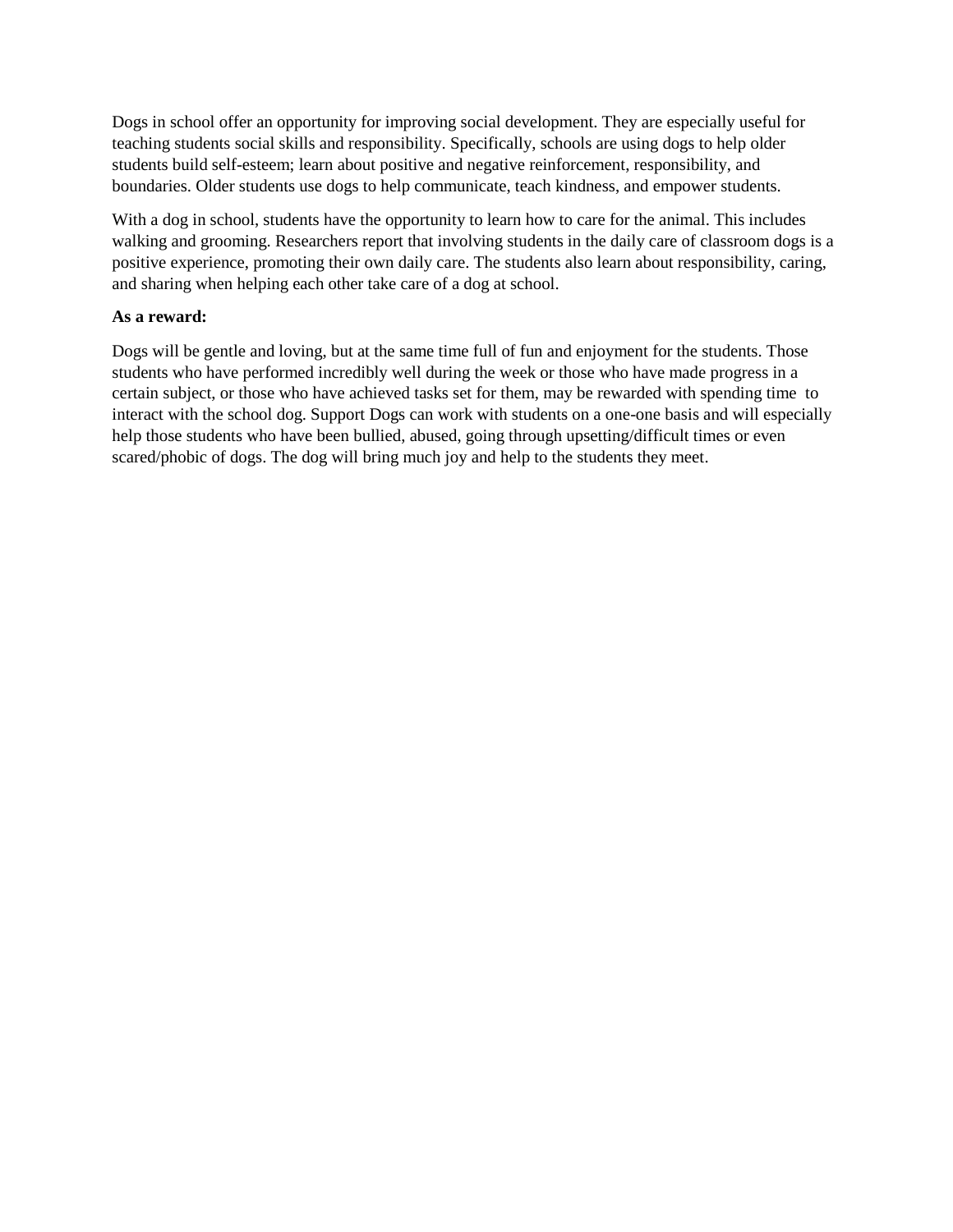Dogs in school offer an opportunity for improving social development. They are especially useful for teaching students social skills and responsibility. Specifically, schools are using dogs to help older students build self-esteem; learn about positive and negative reinforcement, responsibility, and boundaries. Older students use dogs to help communicate, teach kindness, and empower students.

With a dog in school, students have the opportunity to learn how to care for the animal. This includes walking and grooming. Researchers report that involving students in the daily care of classroom dogs is a positive experience, promoting their own daily care. The students also learn about responsibility, caring, and sharing when helping each other take care of a dog at school.

**As a reward:**

Dogs will be gentle and loving, but at the same time full of fun and enjoyment for the students. Those students who have performed incredibly well during the week or those who have made progress in a certain subject, or those who have achieved tasks set for them, may be rewarded with spending time to interact with the school dog. Support Dogs can work with students on a one-one basis and will especially help those students who have been bullied, abused, going through upsetting/difficult times or even scared/phobic of dogs. The dog will bring much joy and help to the students they meet.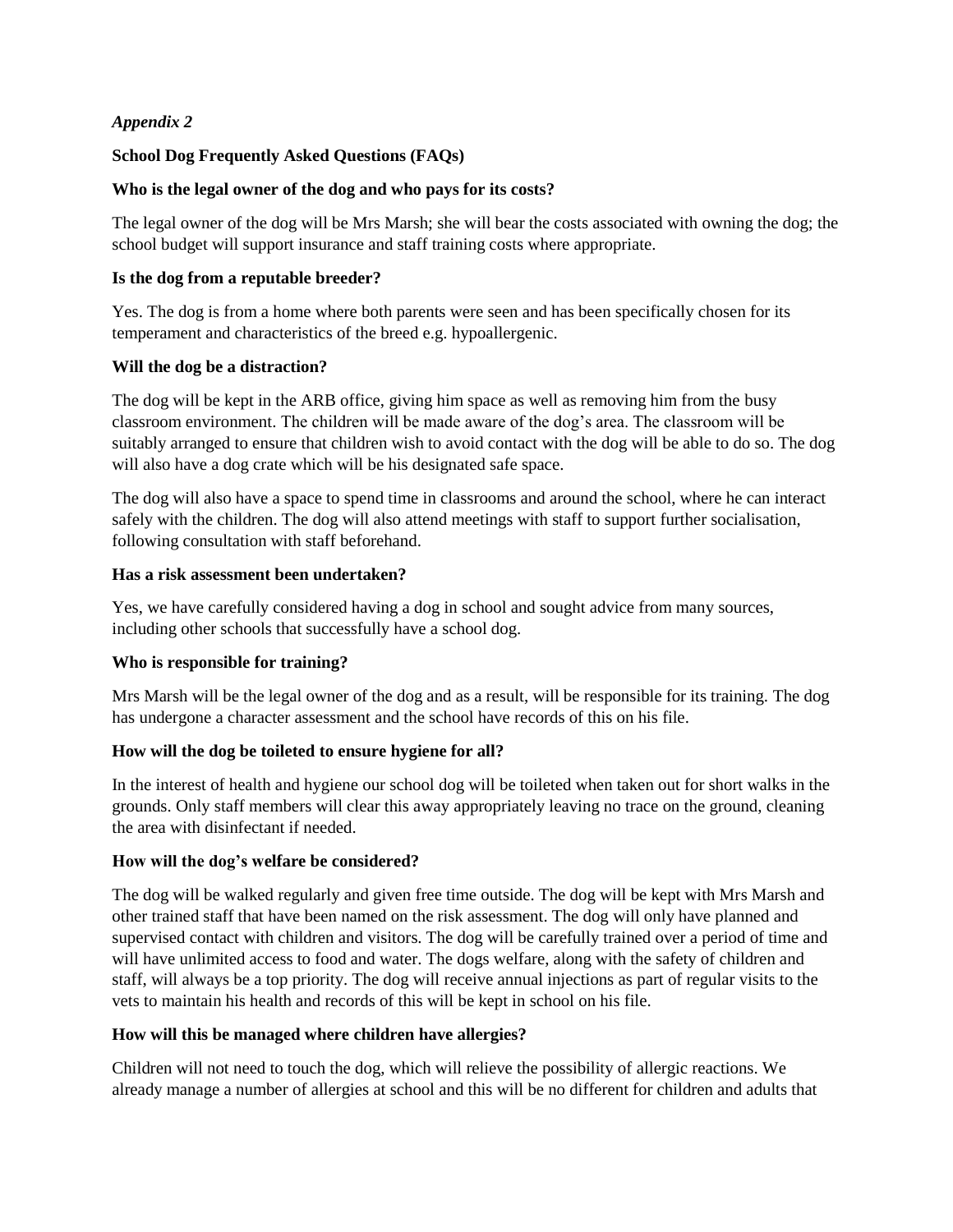*Appendix 2*

**School Dog Frequently Asked Questions (FAQs)**

**Who is the legal owner of the dog and who pays for its costs?**

The legal owner of the dog will be Mrs Marsh; she will bear the costs associated with owning the dog; the school budget will support insurance and staff training costs where appropriate.

**Is the dog from a reputable breeder?**

Yes. The dog is from a home where both parents were seen and has been specifically chosen for its temperament and characteristics of the breed e.g. hypoallergenic.

**Will the dog be a distraction?**

The dog will be kept in the ARB office, giving him space as well as removing him from the busy classroom environment. The children will be made aware of the dog's area. The classroom will be suitably arranged to ensure that children wish to avoid contact with the dog will be able to do so. The dog will also have a dog crate which will be his designated safe space.

The dog will also have a space to spend time in classrooms and around the school, where he can interact safely with the children. The dog will also attend meetings with staff to support further socialisation, following consultation with staff beforehand.

**Has a risk assessment been undertaken?**

Yes, we have carefully considered having a dog in school and sought advice from many sources, including other schools that successfully have a school dog.

**Who is responsible for training?**

Mrs Marsh will be the legal owner of the dog and as a result, will be responsible for its training. The dog has undergone a character assessment and the school have records of this on his file.

**How will the dog be toileted to ensure hygiene for all?**

In the interest of health and hygiene our school dog will be toileted when taken out for short walks in the grounds. Only staff members will clear this away appropriately leaving no trace on the ground, cleaning the area with disinfectant if needed.

**How will the dog's welfare be considered?**

The dog will be walked regularly and given free time outside. The dog will be kept with Mrs Marsh and other trained staff that have been named on the risk assessment. The dog will only have planned and supervised contact with children and visitors. The dog will be carefully trained over a period of time and will have unlimited access to food and water. The dogs welfare, along with the safety of children and staff, will always be a top priority. The dog will receive annual injections as part of regular visits to the vets to maintain his health and records of this will be kept in school on his file.

**How will this be managed where children have allergies?**

Children will not need to touch the dog, which will relieve the possibility of allergic reactions. We already manage a number of allergies at school and this will be no different for children and adults that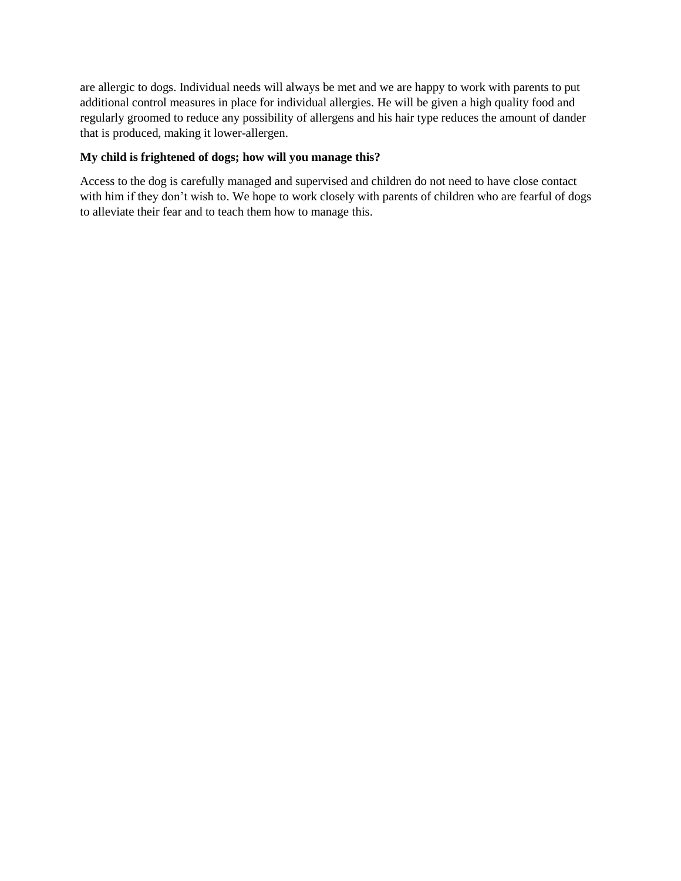are allergic to dogs. Individual needs will always be met and we are happy to work with parents to put additional control measures in place for individual allergies. He will be given a high quality food and regularly groomed to reduce any possibility of allergens and his hair type reduces the amount of dander that is produced, making it lower-allergen.

**My child is frightened of dogs; how will you manage this?**

Access to the dog is carefully managed and supervised and children do not need to have close contact with him if they don't wish to. We hope to work closely with parents of children who are fearful of dogs to alleviate their fear and to teach them how to manage this.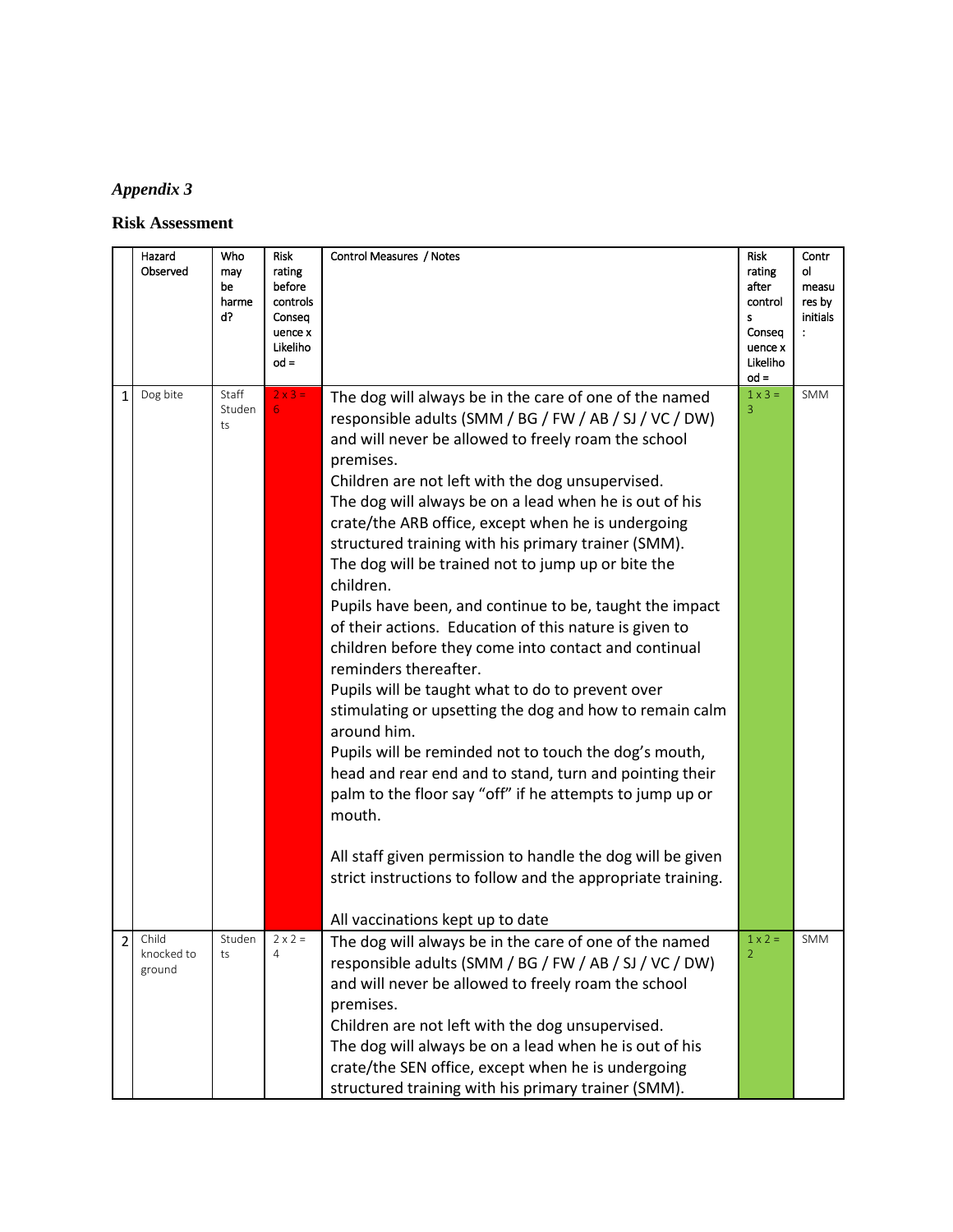*Appendix 3*

**Risk Assessment**

| | Hazard Observed | Who may be harmed? | Risk rating before controls Consequence x Likelihood = | Control Measures / Notes | Risk rating after controls Consequence x Likelihood = | Control measures by initials: |
|---|---|---|---|---|---|---|
| 1 | Dog bite | Staff Students | 2 x 3 = 6 | The dog will always be in the care of one of the named responsible adults (SMM / BG / FW / AB / SJ / VC / DW) and will never be allowed to freely roam the school premises.<br>Children are not left with the dog unsupervised.<br>The dog will always be on a lead when he is out of his crate/the ARB office, except when he is undergoing structured training with his primary trainer (SMM).<br>The dog will be trained not to jump up or bite the children.<br>Pupils have been, and continue to be, taught the impact of their actions. Education of this nature is given to children before they come into contact and continual reminders thereafter.<br>Pupils will be taught what to do to prevent over stimulating or upsetting the dog and how to remain calm around him.<br>Pupils will be reminded not to touch the dog's mouth, head and rear end and to stand, turn and pointing their palm to the floor say "off" if he attempts to jump up or mouth.<br><br>All staff given permission to handle the dog will be given strict instructions to follow and the appropriate training.<br><br>All vaccinations kept up to date | 1 x 3 = 3 | SMM |
| 2 | Child knocked to ground | Students | 2 x 2 = 4 | The dog will always be in the care of one of the named responsible adults (SMM / BG / FW / AB / SJ / VC / DW) and will never be allowed to freely roam the school premises.<br>Children are not left with the dog unsupervised.<br>The dog will always be on a lead when he is out of his crate/the SEN office, except when he is undergoing structured training with his primary trainer (SMM). | 1 x 2 = 2 | SMM |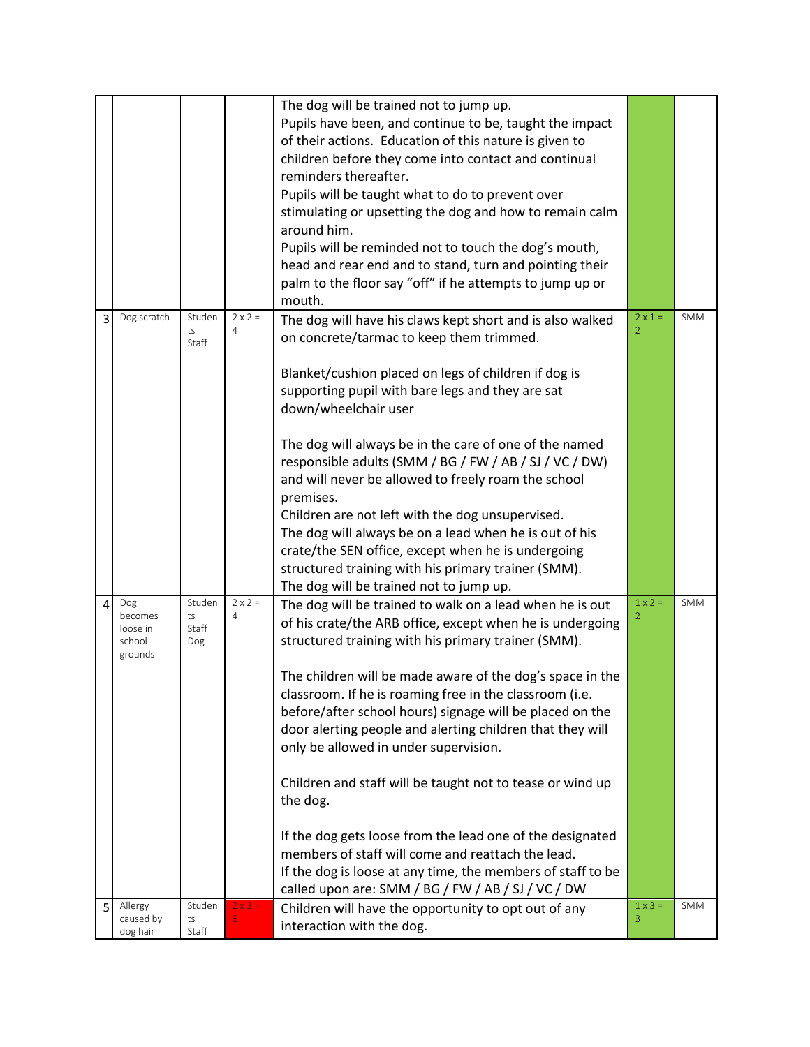| | | | | | | |
|---|---|---|---|---|---|---|
| | | | | The dog will be trained not to jump up.<br>Pupils have been, and continue to be, taught the impact of their actions. Education of this nature is given to children before they come into contact and continual reminders thereafter.<br>Pupils will be taught what to do to prevent over stimulating or upsetting the dog and how to remain calm around him.<br>Pupils will be reminded not to touch the dog's mouth, head and rear end and to stand, turn and pointing their palm to the floor say "off" if he attempts to jump up or mouth. | | |
| 3 | Dog scratch | Students Staff | 2 x 2 = 4 | The dog will have his claws kept short and is also walked on concrete/tarmac to keep them trimmed.<br><br>Blanket/cushion placed on legs of children if dog is supporting pupil with bare legs and they are sat down/wheelchair user<br><br>The dog will always be in the care of one of the named responsible adults (SMM / BG / FW / AB / SJ / VC / DW) and will never be allowed to freely roam the school premises.<br>Children are not left with the dog unsupervised.<br>The dog will always be on a lead when he is out of his crate/the SEN office, except when he is undergoing structured training with his primary trainer (SMM).<br>The dog will be trained not to jump up. | 2 x 1 = 2 | SMM |
| 4 | Dog becomes loose in school grounds | Students Staff Dog | 2 x 2 = 4 | The dog will be trained to walk on a lead when he is out of his crate/the ARB office, except when he is undergoing structured training with his primary trainer (SMM).<br><br>The children will be made aware of the dog's space in the classroom. If he is roaming free in the classroom (i.e. before/after school hours) signage will be placed on the door alerting people and alerting children that they will only be allowed in under supervision.<br><br>Children and staff will be taught not to tease or wind up the dog.<br><br>If the dog gets loose from the lead one of the designated members of staff will come and reattach the lead.<br>If the dog is loose at any time, the members of staff to be called upon are: SMM / BG / FW / AB / SJ / VC / DW | 1 x 2 = 2 | SMM |
| 5 | Allergy caused by dog hair | Students Staff | 2 x 3 = 6 | Children will have the opportunity to opt out of any interaction with the dog. | 1 x 3 = 3 | SMM |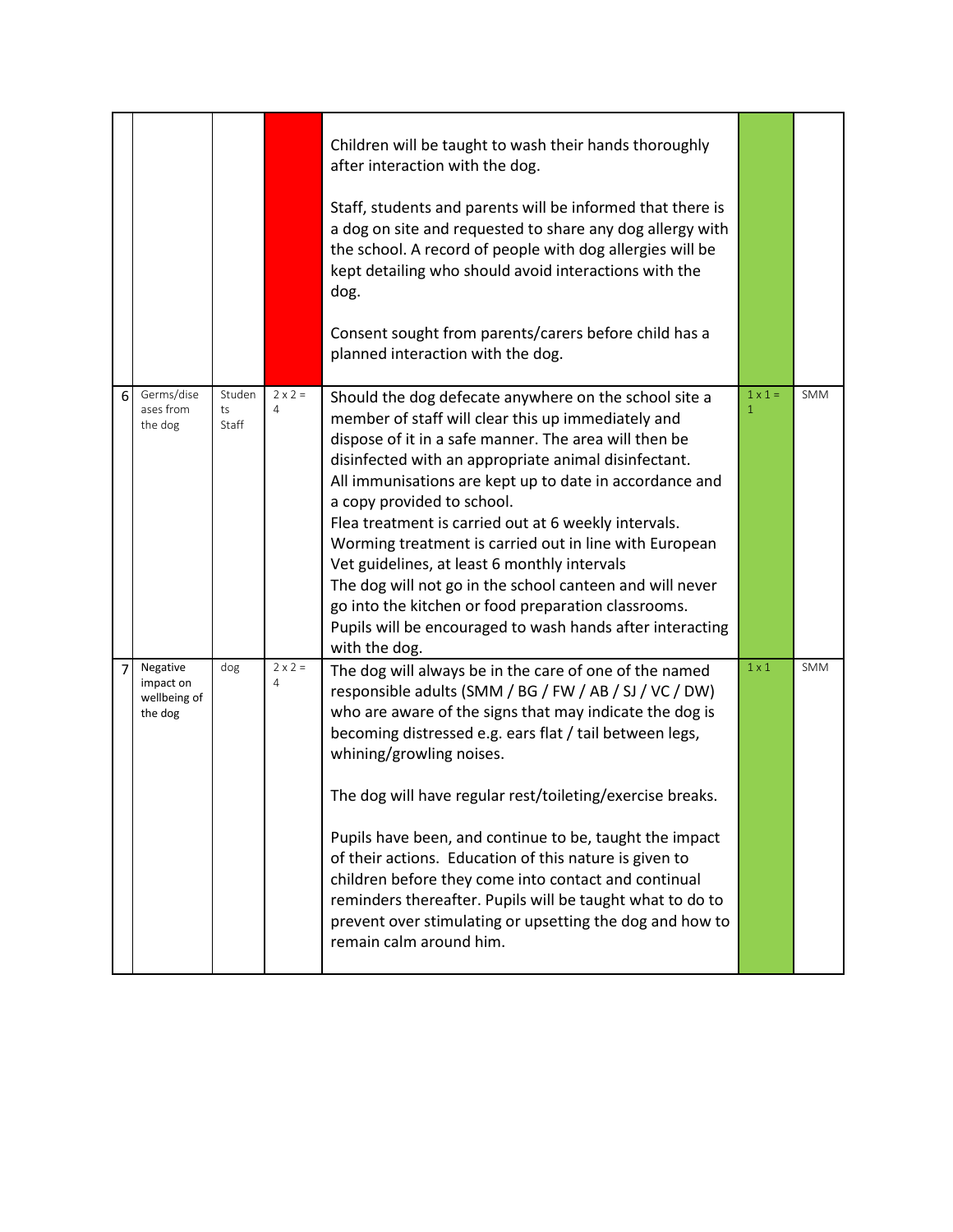| | | | | | | |
|---|---|---|---|---|---|---|
| | | | | Children will be taught to wash their hands thoroughly after interaction with the dog.<br><br>Staff, students and parents will be informed that there is a dog on site and requested to share any dog allergy with the school. A record of people with dog allergies will be kept detailing who should avoid interactions with the dog.<br><br>Consent sought from parents/carers before child has a planned interaction with the dog. | | |
| 6 | Germs/diseases from the dog | Students Staff | 2 x 2 = 4 | Should the dog defecate anywhere on the school site a member of staff will clear this up immediately and dispose of it in a safe manner. The area will then be disinfected with an appropriate animal disinfectant.<br>All immunisations are kept up to date in accordance and a copy provided to school.<br>Flea treatment is carried out at 6 weekly intervals.<br>Worming treatment is carried out in line with European Vet guidelines, at least 6 monthly intervals<br>The dog will not go in the school canteen and will never go into the kitchen or food preparation classrooms.<br>Pupils will be encouraged to wash hands after interacting with the dog. | 1 x 1 = 1 | SMM |
| 7 | Negative impact on wellbeing of the dog | dog | 2 x 2 = 4 | The dog will always be in the care of one of the named responsible adults (SMM / BG / FW / AB / SJ / VC / DW) who are aware of the signs that may indicate the dog is becoming distressed e.g. ears flat / tail between legs, whining/growling noises.<br><br>The dog will have regular rest/toileting/exercise breaks.<br><br>Pupils have been, and continue to be, taught the impact of their actions. Education of this nature is given to children before they come into contact and continual reminders thereafter. Pupils will be taught what to do to prevent over stimulating or upsetting the dog and how to remain calm around him. | 1 x 1 | SMM |